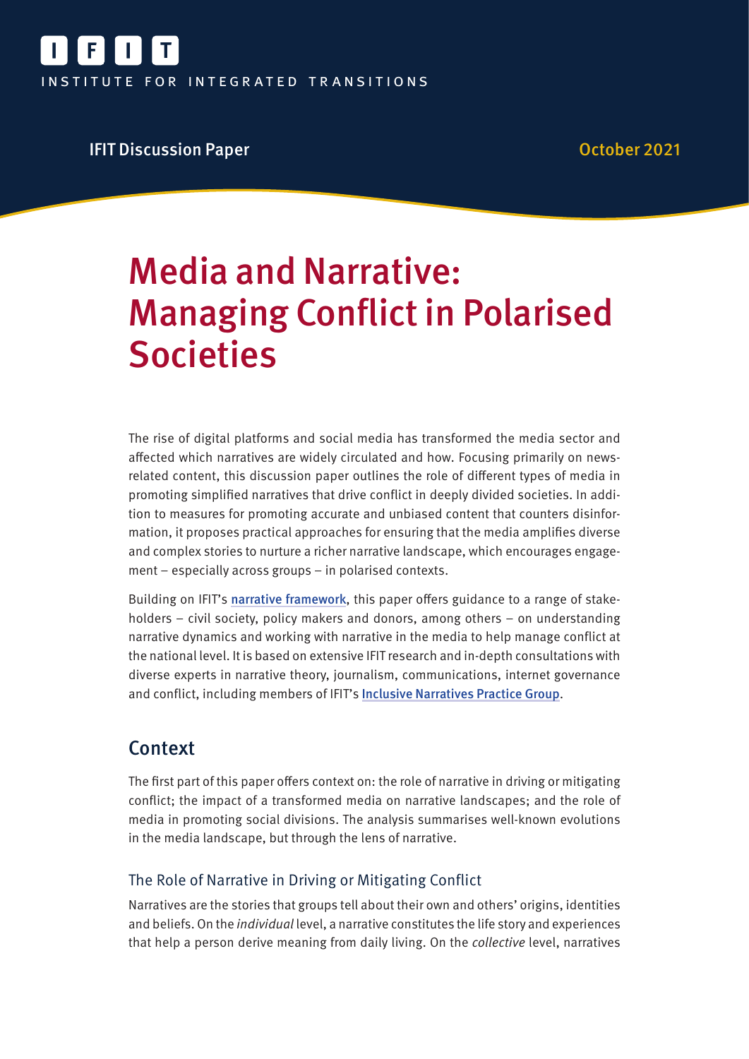IFIT

INSTITUTE FOR INTEGRATED TRANSITIONS

IFIT Discussion Paper

October 2021

# Media and Narrative: Managing Conflict in Polarised Societies

The rise of digital platforms and social media has transformed the media sector and affected which narratives are widely circulated and how. Focusing primarily on news-related content, this discussion paper outlines the role of different types of media in promoting simplified narratives that drive conflict in deeply divided societies. In addition to measures for promoting accurate and unbiased content that counters disinformation, it proposes practical approaches for ensuring that the media amplifies diverse and complex stories to nurture a richer narrative landscape, which encourages engagement – especially across groups – in polarised contexts.

Building on IFIT's **narrative framework**, this paper offers guidance to a range of stakeholders – civil society, policy makers and donors, among others – on understanding narrative dynamics and working with narrative in the media to help manage conflict at the national level. It is based on extensive IFIT research and in-depth consultations with diverse experts in narrative theory, journalism, communications, internet governance and conflict, including members of IFIT's **Inclusive Narratives Practice Group**.

## Context

The first part of this paper offers context on: the role of narrative in driving or mitigating conflict; the impact of a transformed media on narrative landscapes; and the role of media in promoting social divisions. The analysis summarises well-known evolutions in the media landscape, but through the lens of narrative.

### The Role of Narrative in Driving or Mitigating Conflict

Narratives are the stories that groups tell about their own and others' origins, identities and beliefs. On the *individual* level, a narrative constitutes the life story and experiences that help a person derive meaning from daily living. On the *collective* level, narratives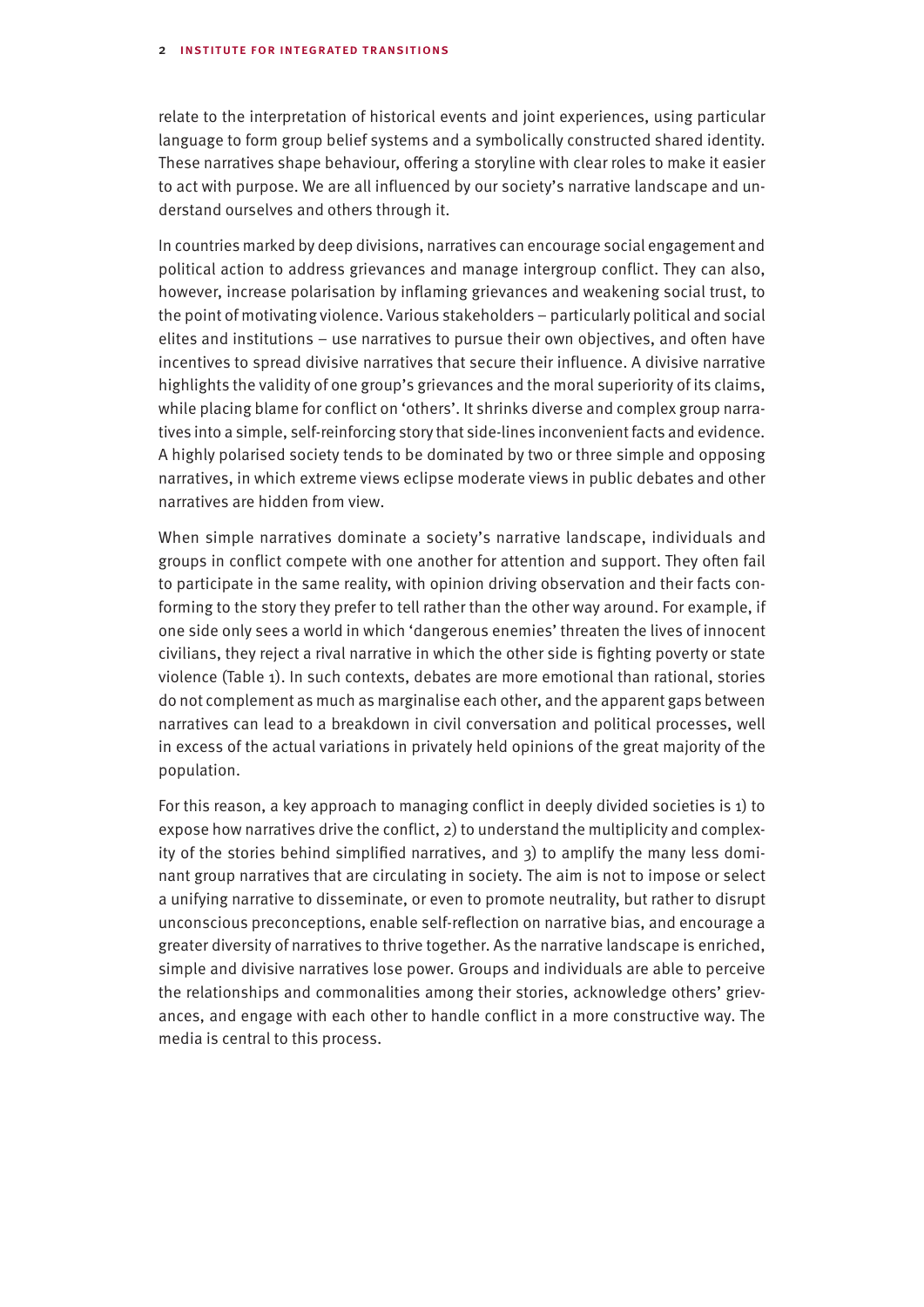relate to the interpretation of historical events and joint experiences, using particular language to form group belief systems and a symbolically constructed shared identity. These narratives shape behaviour, offering a storyline with clear roles to make it easier to act with purpose. We are all influenced by our society's narrative landscape and understand ourselves and others through it.

In countries marked by deep divisions, narratives can encourage social engagement and political action to address grievances and manage intergroup conflict. They can also, however, increase polarisation by inflaming grievances and weakening social trust, to the point of motivating violence. Various stakeholders – particularly political and social elites and institutions – use narratives to pursue their own objectives, and often have incentives to spread divisive narratives that secure their influence. A divisive narrative highlights the validity of one group's grievances and the moral superiority of its claims, while placing blame for conflict on 'others'. It shrinks diverse and complex group narratives into a simple, self-reinforcing story that side-lines inconvenient facts and evidence. A highly polarised society tends to be dominated by two or three simple and opposing narratives, in which extreme views eclipse moderate views in public debates and other narratives are hidden from view.

When simple narratives dominate a society's narrative landscape, individuals and groups in conflict compete with one another for attention and support. They often fail to participate in the same reality, with opinion driving observation and their facts conforming to the story they prefer to tell rather than the other way around. For example, if one side only sees a world in which 'dangerous enemies' threaten the lives of innocent civilians, they reject a rival narrative in which the other side is fighting poverty or state violence (Table 1). In such contexts, debates are more emotional than rational, stories do not complement as much as marginalise each other, and the apparent gaps between narratives can lead to a breakdown in civil conversation and political processes, well in excess of the actual variations in privately held opinions of the great majority of the population.

For this reason, a key approach to managing conflict in deeply divided societies is 1) to expose how narratives drive the conflict, 2) to understand the multiplicity and complexity of the stories behind simplified narratives, and 3) to amplify the many less dominant group narratives that are circulating in society. The aim is not to impose or select a unifying narrative to disseminate, or even to promote neutrality, but rather to disrupt unconscious preconceptions, enable self-reflection on narrative bias, and encourage a greater diversity of narratives to thrive together. As the narrative landscape is enriched, simple and divisive narratives lose power. Groups and individuals are able to perceive the relationships and commonalities among their stories, acknowledge others' grievances, and engage with each other to handle conflict in a more constructive way. The media is central to this process.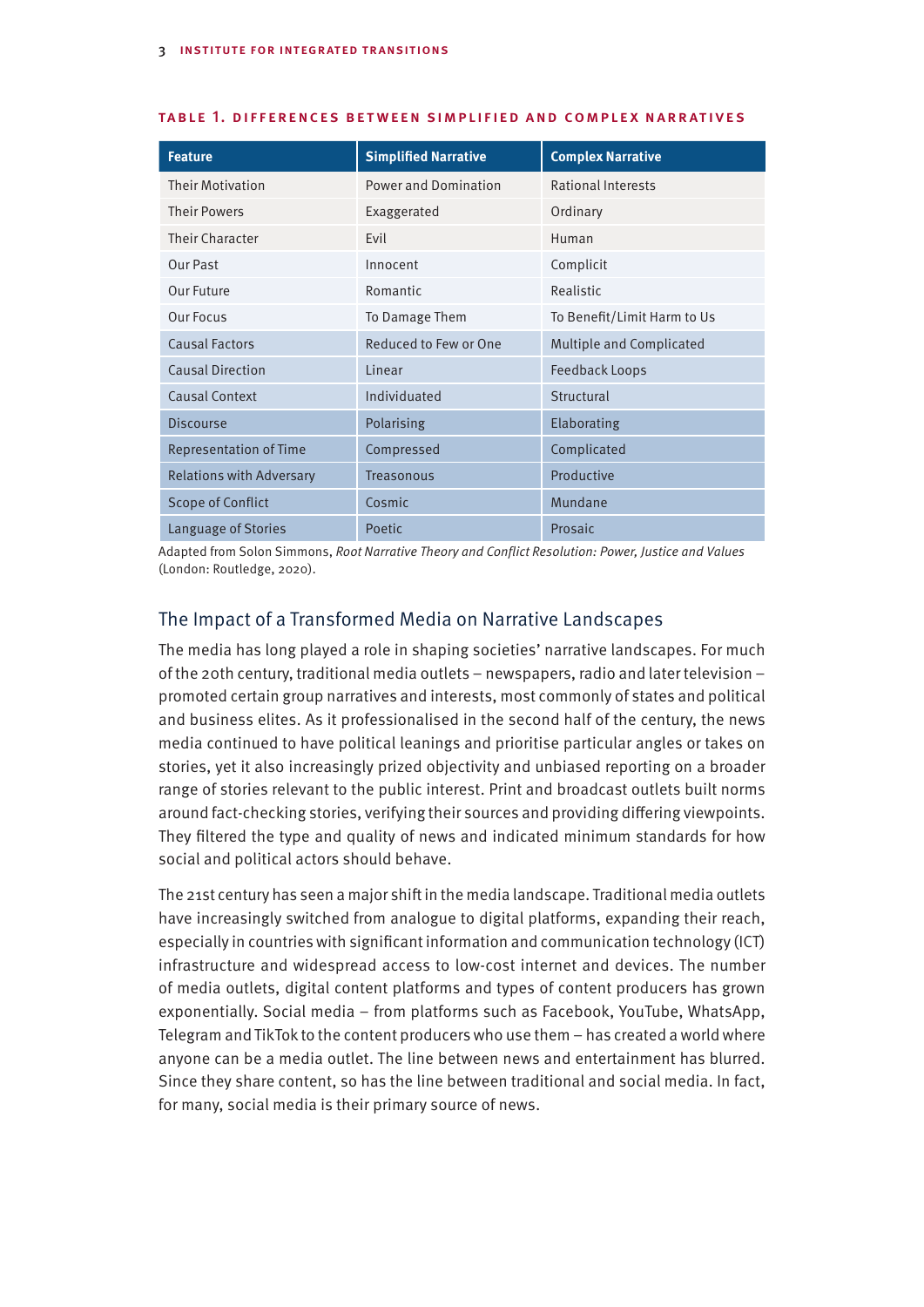**TABLE 1. DIFFERENCES BETWEEN SIMPLIFIED AND COMPLEX NARRATIVES**

| Feature | Simplified Narrative | Complex Narrative |
|---|---|---|
| Their Motivation | Power and Domination | Rational Interests |
| Their Powers | Exaggerated | Ordinary |
| Their Character | Evil | Human |
| Our Past | Innocent | Complicit |
| Our Future | Romantic | Realistic |
| Our Focus | To Damage Them | To Benefit/Limit Harm to Us |
| Causal Factors | Reduced to Few or One | Multiple and Complicated |
| Causal Direction | Linear | Feedback Loops |
| Causal Context | Individuated | Structural |
| Discourse | Polarising | Elaborating |
| Representation of Time | Compressed | Complicated |
| Relations with Adversary | Treasonous | Productive |
| Scope of Conflict | Cosmic | Mundane |
| Language of Stories | Poetic | Prosaic |

Adapted from Solon Simmons, *Root Narrative Theory and Conflict Resolution: Power, Justice and Values* (London: Routledge, 2020).

## The Impact of a Transformed Media on Narrative Landscapes

The media has long played a role in shaping societies' narrative landscapes. For much of the 20th century, traditional media outlets – newspapers, radio and later television – promoted certain group narratives and interests, most commonly of states and political and business elites. As it professionalised in the second half of the century, the news media continued to have political leanings and prioritise particular angles or takes on stories, yet it also increasingly prized objectivity and unbiased reporting on a broader range of stories relevant to the public interest. Print and broadcast outlets built norms around fact-checking stories, verifying their sources and providing differing viewpoints. They filtered the type and quality of news and indicated minimum standards for how social and political actors should behave.

The 21st century has seen a major shift in the media landscape. Traditional media outlets have increasingly switched from analogue to digital platforms, expanding their reach, especially in countries with significant information and communication technology (ICT) infrastructure and widespread access to low-cost internet and devices. The number of media outlets, digital content platforms and types of content producers has grown exponentially. Social media – from platforms such as Facebook, YouTube, WhatsApp, Telegram and TikTok to the content producers who use them – has created a world where anyone can be a media outlet. The line between news and entertainment has blurred. Since they share content, so has the line between traditional and social media. In fact, for many, social media is their primary source of news.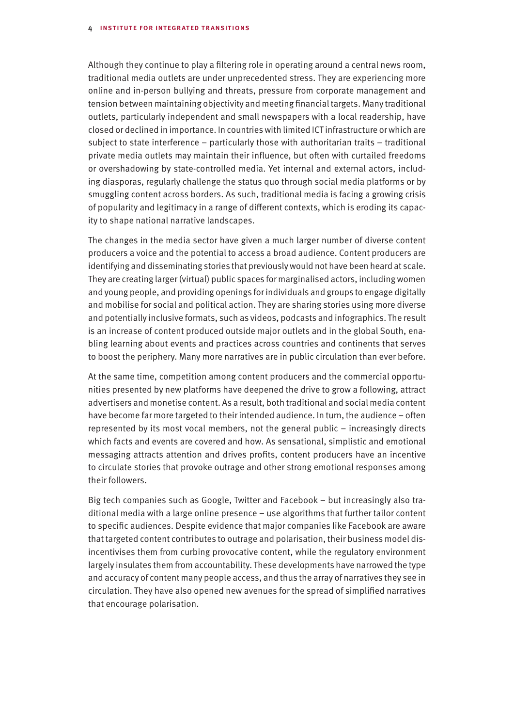Although they continue to play a filtering role in operating around a central news room, traditional media outlets are under unprecedented stress. They are experiencing more online and in-person bullying and threats, pressure from corporate management and tension between maintaining objectivity and meeting financial targets. Many traditional outlets, particularly independent and small newspapers with a local readership, have closed or declined in importance. In countries with limited ICT infrastructure or which are subject to state interference – particularly those with authoritarian traits – traditional private media outlets may maintain their influence, but often with curtailed freedoms or overshadowing by state-controlled media. Yet internal and external actors, including diasporas, regularly challenge the status quo through social media platforms or by smuggling content across borders. As such, traditional media is facing a growing crisis of popularity and legitimacy in a range of different contexts, which is eroding its capacity to shape national narrative landscapes.

The changes in the media sector have given a much larger number of diverse content producers a voice and the potential to access a broad audience. Content producers are identifying and disseminating stories that previously would not have been heard at scale. They are creating larger (virtual) public spaces for marginalised actors, including women and young people, and providing openings for individuals and groups to engage digitally and mobilise for social and political action. They are sharing stories using more diverse and potentially inclusive formats, such as videos, podcasts and infographics. The result is an increase of content produced outside major outlets and in the global South, enabling learning about events and practices across countries and continents that serves to boost the periphery. Many more narratives are in public circulation than ever before.

At the same time, competition among content producers and the commercial opportunities presented by new platforms have deepened the drive to grow a following, attract advertisers and monetise content. As a result, both traditional and social media content have become far more targeted to their intended audience. In turn, the audience – often represented by its most vocal members, not the general public – increasingly directs which facts and events are covered and how. As sensational, simplistic and emotional messaging attracts attention and drives profits, content producers have an incentive to circulate stories that provoke outrage and other strong emotional responses among their followers.

Big tech companies such as Google, Twitter and Facebook – but increasingly also traditional media with a large online presence – use algorithms that further tailor content to specific audiences. Despite evidence that major companies like Facebook are aware that targeted content contributes to outrage and polarisation, their business model disincentivises them from curbing provocative content, while the regulatory environment largely insulates them from accountability. These developments have narrowed the type and accuracy of content many people access, and thus the array of narratives they see in circulation. They have also opened new avenues for the spread of simplified narratives that encourage polarisation.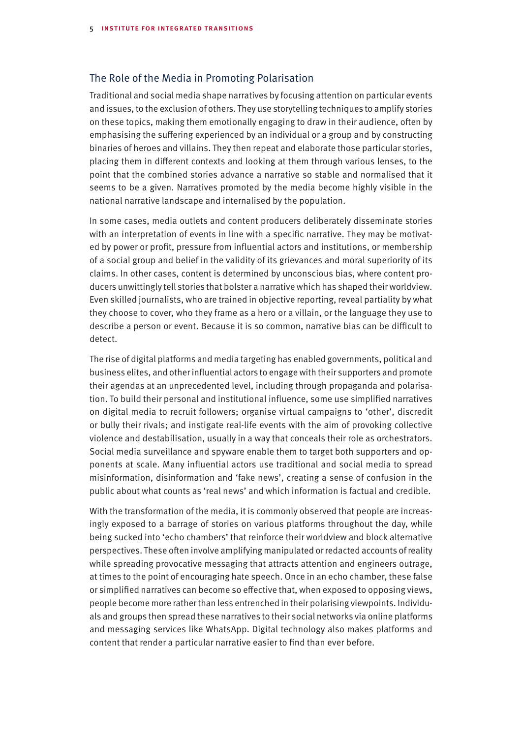## The Role of the Media in Promoting Polarisation

Traditional and social media shape narratives by focusing attention on particular events and issues, to the exclusion of others. They use storytelling techniques to amplify stories on these topics, making them emotionally engaging to draw in their audience, often by emphasising the suffering experienced by an individual or a group and by constructing binaries of heroes and villains. They then repeat and elaborate those particular stories, placing them in different contexts and looking at them through various lenses, to the point that the combined stories advance a narrative so stable and normalised that it seems to be a given. Narratives promoted by the media become highly visible in the national narrative landscape and internalised by the population.

In some cases, media outlets and content producers deliberately disseminate stories with an interpretation of events in line with a specific narrative. They may be motivated by power or profit, pressure from influential actors and institutions, or membership of a social group and belief in the validity of its grievances and moral superiority of its claims. In other cases, content is determined by unconscious bias, where content producers unwittingly tell stories that bolster a narrative which has shaped their worldview. Even skilled journalists, who are trained in objective reporting, reveal partiality by what they choose to cover, who they frame as a hero or a villain, or the language they use to describe a person or event. Because it is so common, narrative bias can be difficult to detect.

The rise of digital platforms and media targeting has enabled governments, political and business elites, and other influential actors to engage with their supporters and promote their agendas at an unprecedented level, including through propaganda and polarisation. To build their personal and institutional influence, some use simplified narratives on digital media to recruit followers; organise virtual campaigns to 'other', discredit or bully their rivals; and instigate real-life events with the aim of provoking collective violence and destabilisation, usually in a way that conceals their role as orchestrators. Social media surveillance and spyware enable them to target both supporters and opponents at scale. Many influential actors use traditional and social media to spread misinformation, disinformation and 'fake news', creating a sense of confusion in the public about what counts as 'real news' and which information is factual and credible.

With the transformation of the media, it is commonly observed that people are increasingly exposed to a barrage of stories on various platforms throughout the day, while being sucked into 'echo chambers' that reinforce their worldview and block alternative perspectives. These often involve amplifying manipulated or redacted accounts of reality while spreading provocative messaging that attracts attention and engineers outrage, at times to the point of encouraging hate speech. Once in an echo chamber, these false or simplified narratives can become so effective that, when exposed to opposing views, people become more rather than less entrenched in their polarising viewpoints. Individuals and groups then spread these narratives to their social networks via online platforms and messaging services like WhatsApp. Digital technology also makes platforms and content that render a particular narrative easier to find than ever before.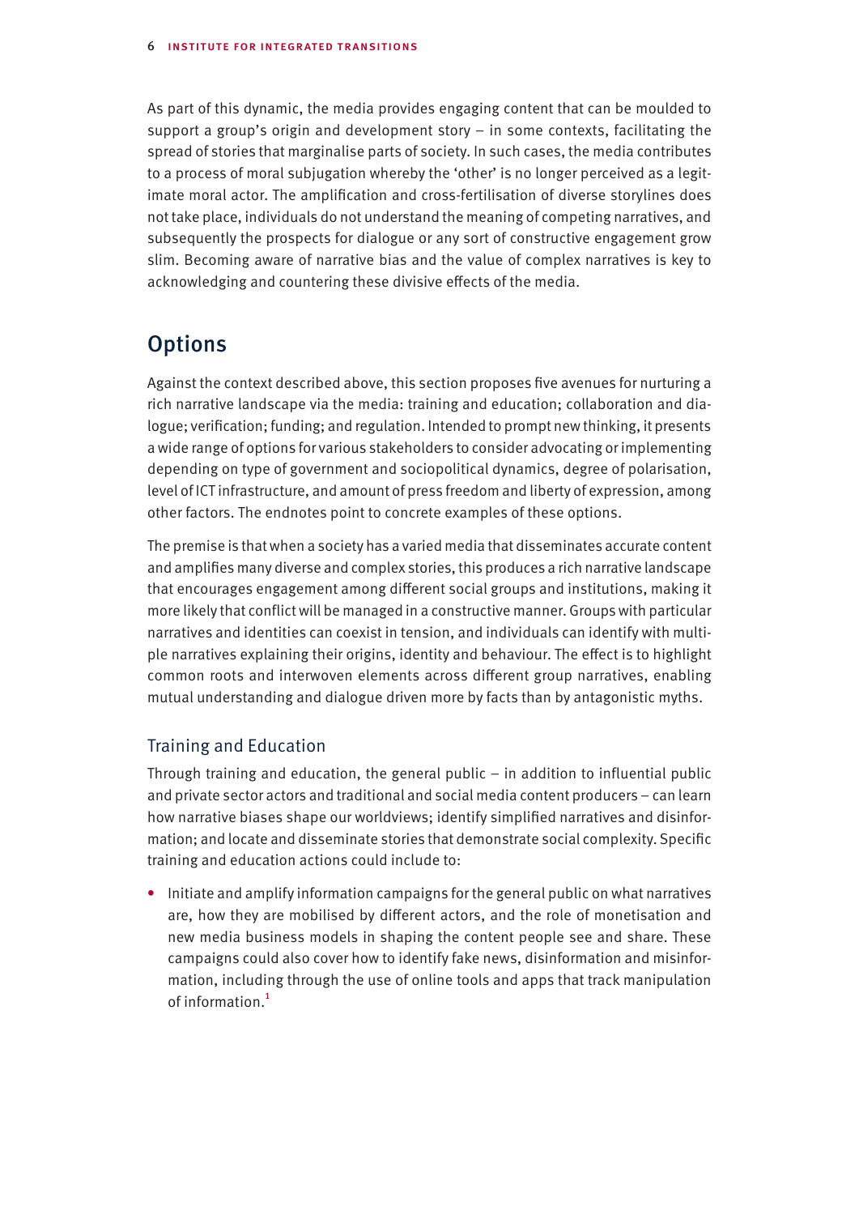As part of this dynamic, the media provides engaging content that can be moulded to support a group's origin and development story – in some contexts, facilitating the spread of stories that marginalise parts of society. In such cases, the media contributes to a process of moral subjugation whereby the 'other' is no longer perceived as a legitimate moral actor. The amplification and cross-fertilisation of diverse storylines does not take place, individuals do not understand the meaning of competing narratives, and subsequently the prospects for dialogue or any sort of constructive engagement grow slim. Becoming aware of narrative bias and the value of complex narratives is key to acknowledging and countering these divisive effects of the media.

## Options

Against the context described above, this section proposes five avenues for nurturing a rich narrative landscape via the media: training and education; collaboration and dialogue; verification; funding; and regulation. Intended to prompt new thinking, it presents a wide range of options for various stakeholders to consider advocating or implementing depending on type of government and sociopolitical dynamics, degree of polarisation, level of ICT infrastructure, and amount of press freedom and liberty of expression, among other factors. The endnotes point to concrete examples of these options.

The premise is that when a society has a varied media that disseminates accurate content and amplifies many diverse and complex stories, this produces a rich narrative landscape that encourages engagement among different social groups and institutions, making it more likely that conflict will be managed in a constructive manner. Groups with particular narratives and identities can coexist in tension, and individuals can identify with multiple narratives explaining their origins, identity and behaviour. The effect is to highlight common roots and interwoven elements across different group narratives, enabling mutual understanding and dialogue driven more by facts than by antagonistic myths.

### Training and Education

Through training and education, the general public – in addition to influential public and private sector actors and traditional and social media content producers – can learn how narrative biases shape our worldviews; identify simplified narratives and disinformation; and locate and disseminate stories that demonstrate social complexity. Specific training and education actions could include to:

- Initiate and amplify information campaigns for the general public on what narratives are, how they are mobilised by different actors, and the role of monetisation and new media business models in shaping the content people see and share. These campaigns could also cover how to identify fake news, disinformation and misinformation, including through the use of online tools and apps that track manipulation of information.[1]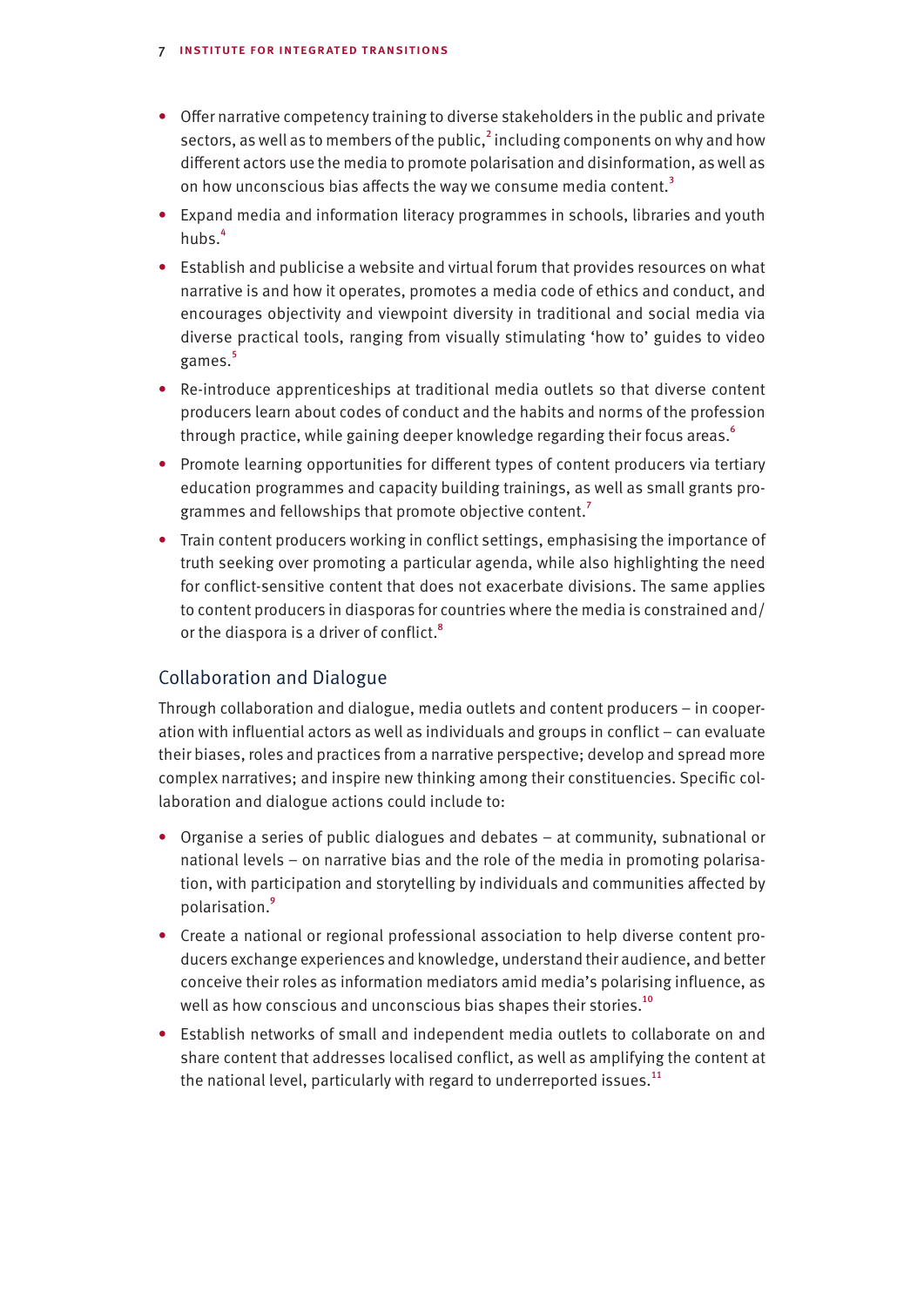- Offer narrative competency training to diverse stakeholders in the public and private sectors, as well as to members of the public,[2] including components on why and how different actors use the media to promote polarisation and disinformation, as well as on how unconscious bias affects the way we consume media content.[3]
- Expand media and information literacy programmes in schools, libraries and youth hubs.[4]
- Establish and publicise a website and virtual forum that provides resources on what narrative is and how it operates, promotes a media code of ethics and conduct, and encourages objectivity and viewpoint diversity in traditional and social media via diverse practical tools, ranging from visually stimulating 'how to' guides to video games.[5]
- Re-introduce apprenticeships at traditional media outlets so that diverse content producers learn about codes of conduct and the habits and norms of the profession through practice, while gaining deeper knowledge regarding their focus areas.[6]
- Promote learning opportunities for different types of content producers via tertiary education programmes and capacity building trainings, as well as small grants programmes and fellowships that promote objective content.[7]
- Train content producers working in conflict settings, emphasising the importance of truth seeking over promoting a particular agenda, while also highlighting the need for conflict-sensitive content that does not exacerbate divisions. The same applies to content producers in diasporas for countries where the media is constrained and/or the diaspora is a driver of conflict.[8]

## Collaboration and Dialogue

Through collaboration and dialogue, media outlets and content producers – in cooperation with influential actors as well as individuals and groups in conflict – can evaluate their biases, roles and practices from a narrative perspective; develop and spread more complex narratives; and inspire new thinking among their constituencies. Specific collaboration and dialogue actions could include to:

- Organise a series of public dialogues and debates – at community, subnational or national levels – on narrative bias and the role of the media in promoting polarisation, with participation and storytelling by individuals and communities affected by polarisation.[9]
- Create a national or regional professional association to help diverse content producers exchange experiences and knowledge, understand their audience, and better conceive their roles as information mediators amid media's polarising influence, as well as how conscious and unconscious bias shapes their stories.[10]
- Establish networks of small and independent media outlets to collaborate on and share content that addresses localised conflict, as well as amplifying the content at the national level, particularly with regard to underreported issues.[11]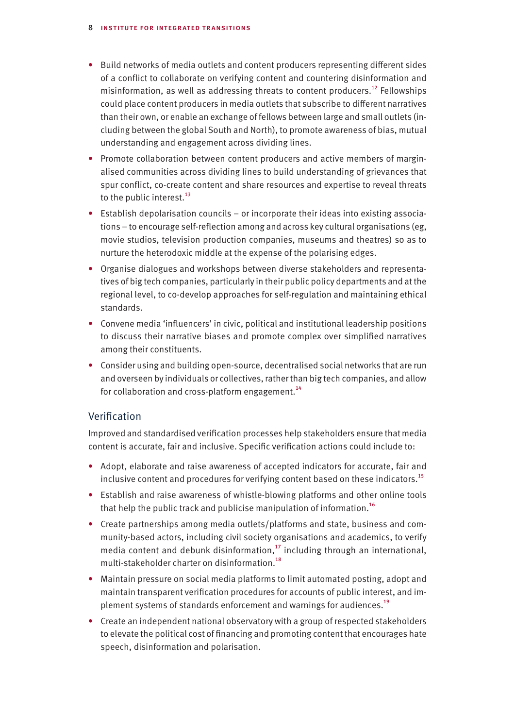- Build networks of media outlets and content producers representing different sides of a conflict to collaborate on verifying content and countering disinformation and misinformation, as well as addressing threats to content producers.[12] Fellowships could place content producers in media outlets that subscribe to different narratives than their own, or enable an exchange of fellows between large and small outlets (including between the global South and North), to promote awareness of bias, mutual understanding and engagement across dividing lines.
- Promote collaboration between content producers and active members of marginalised communities across dividing lines to build understanding of grievances that spur conflict, co-create content and share resources and expertise to reveal threats to the public interest.[13]
- Establish depolarisation councils – or incorporate their ideas into existing associations – to encourage self-reflection among and across key cultural organisations (eg, movie studios, television production companies, museums and theatres) so as to nurture the heterodoxic middle at the expense of the polarising edges.
- Organise dialogues and workshops between diverse stakeholders and representatives of big tech companies, particularly in their public policy departments and at the regional level, to co-develop approaches for self-regulation and maintaining ethical standards.
- Convene media 'influencers' in civic, political and institutional leadership positions to discuss their narrative biases and promote complex over simplified narratives among their constituents.
- Consider using and building open-source, decentralised social networks that are run and overseen by individuals or collectives, rather than big tech companies, and allow for collaboration and cross-platform engagement.[14]

## Verification

Improved and standardised verification processes help stakeholders ensure that media content is accurate, fair and inclusive. Specific verification actions could include to:

- Adopt, elaborate and raise awareness of accepted indicators for accurate, fair and inclusive content and procedures for verifying content based on these indicators.[15]
- Establish and raise awareness of whistle-blowing platforms and other online tools that help the public track and publicise manipulation of information.[16]
- Create partnerships among media outlets/platforms and state, business and community-based actors, including civil society organisations and academics, to verify media content and debunk disinformation,[17] including through an international, multi-stakeholder charter on disinformation.[18]
- Maintain pressure on social media platforms to limit automated posting, adopt and maintain transparent verification procedures for accounts of public interest, and implement systems of standards enforcement and warnings for audiences.[19]
- Create an independent national observatory with a group of respected stakeholders to elevate the political cost of financing and promoting content that encourages hate speech, disinformation and polarisation.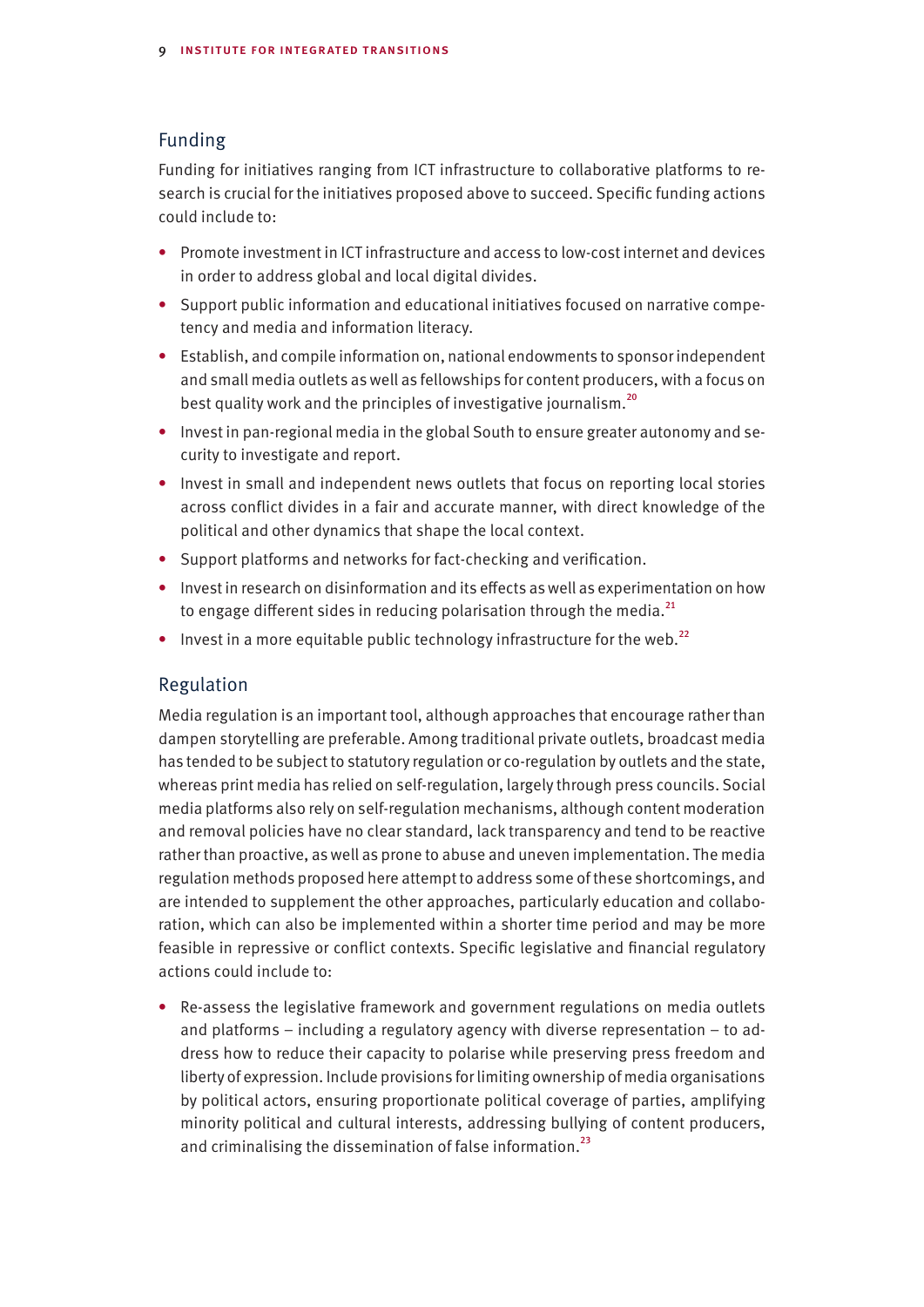## Funding

Funding for initiatives ranging from ICT infrastructure to collaborative platforms to research is crucial for the initiatives proposed above to succeed. Specific funding actions could include to:

- Promote investment in ICT infrastructure and access to low-cost internet and devices in order to address global and local digital divides.
- Support public information and educational initiatives focused on narrative competency and media and information literacy.
- Establish, and compile information on, national endowments to sponsor independent and small media outlets as well as fellowships for content producers, with a focus on best quality work and the principles of investigative journalism.[20]
- Invest in pan-regional media in the global South to ensure greater autonomy and security to investigate and report.
- Invest in small and independent news outlets that focus on reporting local stories across conflict divides in a fair and accurate manner, with direct knowledge of the political and other dynamics that shape the local context.
- Support platforms and networks for fact-checking and verification.
- Invest in research on disinformation and its effects as well as experimentation on how to engage different sides in reducing polarisation through the media.[21]
- Invest in a more equitable public technology infrastructure for the web.[22]

## Regulation

Media regulation is an important tool, although approaches that encourage rather than dampen storytelling are preferable. Among traditional private outlets, broadcast media has tended to be subject to statutory regulation or co-regulation by outlets and the state, whereas print media has relied on self-regulation, largely through press councils. Social media platforms also rely on self-regulation mechanisms, although content moderation and removal policies have no clear standard, lack transparency and tend to be reactive rather than proactive, as well as prone to abuse and uneven implementation. The media regulation methods proposed here attempt to address some of these shortcomings, and are intended to supplement the other approaches, particularly education and collaboration, which can also be implemented within a shorter time period and may be more feasible in repressive or conflict contexts. Specific legislative and financial regulatory actions could include to:

- Re-assess the legislative framework and government regulations on media outlets and platforms – including a regulatory agency with diverse representation – to address how to reduce their capacity to polarise while preserving press freedom and liberty of expression. Include provisions for limiting ownership of media organisations by political actors, ensuring proportionate political coverage of parties, amplifying minority political and cultural interests, addressing bullying of content producers, and criminalising the dissemination of false information.[23]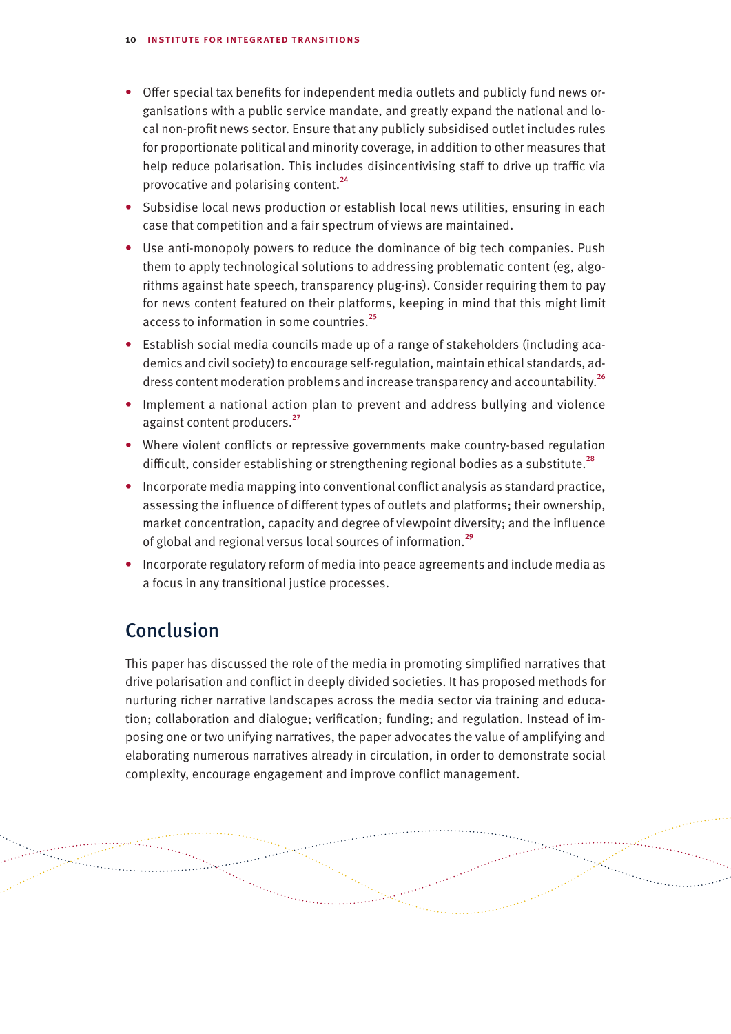- Offer special tax benefits for independent media outlets and publicly fund news organisations with a public service mandate, and greatly expand the national and local non-profit news sector. Ensure that any publicly subsidised outlet includes rules for proportionate political and minority coverage, in addition to other measures that help reduce polarisation. This includes disincentivising staff to drive up traffic via provocative and polarising content.[24]
- Subsidise local news production or establish local news utilities, ensuring in each case that competition and a fair spectrum of views are maintained.
- Use anti-monopoly powers to reduce the dominance of big tech companies. Push them to apply technological solutions to addressing problematic content (eg, algorithms against hate speech, transparency plug-ins). Consider requiring them to pay for news content featured on their platforms, keeping in mind that this might limit access to information in some countries.[25]
- Establish social media councils made up of a range of stakeholders (including academics and civil society) to encourage self-regulation, maintain ethical standards, address content moderation problems and increase transparency and accountability.[26]
- Implement a national action plan to prevent and address bullying and violence against content producers.[27]
- Where violent conflicts or repressive governments make country-based regulation difficult, consider establishing or strengthening regional bodies as a substitute.[28]
- Incorporate media mapping into conventional conflict analysis as standard practice, assessing the influence of different types of outlets and platforms; their ownership, market concentration, capacity and degree of viewpoint diversity; and the influence of global and regional versus local sources of information.[29]
- Incorporate regulatory reform of media into peace agreements and include media as a focus in any transitional justice processes.

## Conclusion

This paper has discussed the role of the media in promoting simplified narratives that drive polarisation and conflict in deeply divided societies. It has proposed methods for nurturing richer narrative landscapes across the media sector via training and education; collaboration and dialogue; verification; funding; and regulation. Instead of imposing one or two unifying narratives, the paper advocates the value of amplifying and elaborating numerous narratives already in circulation, in order to demonstrate social complexity, encourage engagement and improve conflict management.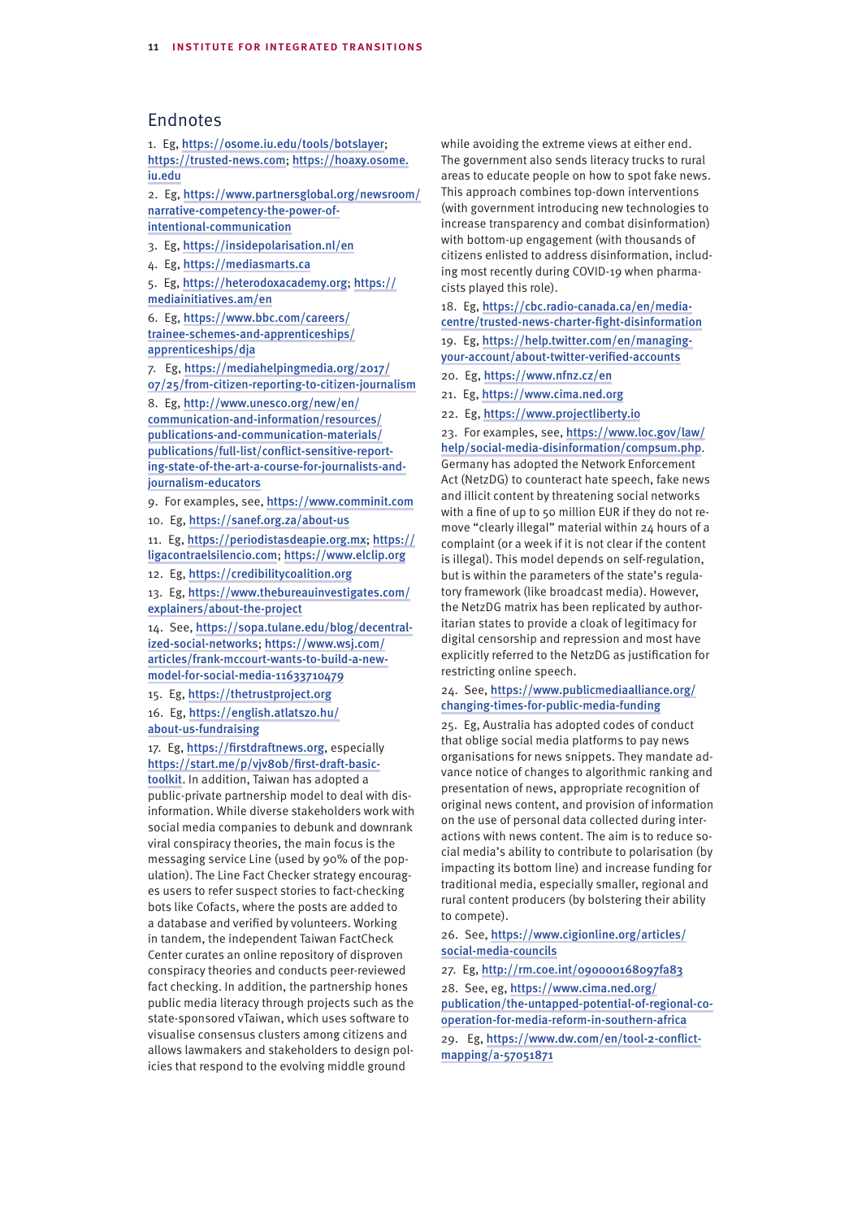## Endnotes

1. Eg, https://osome.iu.edu/tools/botslayer; https://trusted-news.com; https://hoaxy.osome.iu.edu
2. Eg, https://www.partnersglobal.org/newsroom/narrative-competency-the-power-of-intentional-communication
3. Eg, https://insidepolarisation.nl/en
4. Eg, https://mediasmarts.ca
5. Eg, https://heterodoxacademy.org; https://mediainitiatives.am/en
6. Eg, https://www.bbc.com/careers/trainee-schemes-and-apprenticeships/apprenticeships/dja
7. Eg, https://mediahelpingmedia.org/2017/07/25/from-citizen-reporting-to-citizen-journalism
8. Eg, http://www.unesco.org/new/en/communication-and-information/resources/publications-and-communication-materials/publications/full-list/conflict-sensitive-reporting-state-of-the-art-a-course-for-journalists-and-journalism-educators
9. For examples, see, https://www.comminit.com
10. Eg, https://sanef.org.za/about-us
11. Eg, https://periodistasdeapie.org.mx; https://ligacontraelsilencio.com; https://www.elclip.org
12. Eg, https://credibilitycoalition.org
13. Eg, https://www.thebureauinvestigates.com/explainers/about-the-project
14. See, https://sopa.tulane.edu/blog/decentralized-social-networks; https://www.wsj.com/articles/frank-mccourt-wants-to-build-a-new-model-for-social-media-11633710479
15. Eg, https://thetrustproject.org
16. Eg, https://english.atlatszo.hu/about-us-fundraising
17. Eg, https://firstdraftnews.org, especially https://start.me/p/vjv8ob/first-draft-basic-toolkit. In addition, Taiwan has adopted a public-private partnership model to deal with disinformation. While diverse stakeholders work with social media companies to debunk and downrank viral conspiracy theories, the main focus is the messaging service Line (used by 90% of the population). The Line Fact Checker strategy encourages users to refer suspect stories to fact-checking bots like Cofacts, where the posts are added to a database and verified by volunteers. Working in tandem, the independent Taiwan FactCheck Center curates an online repository of disproven conspiracy theories and conducts peer-reviewed fact checking. In addition, the partnership hones public media literacy through projects such as the state-sponsored vTaiwan, which uses software to visualise consensus clusters among citizens and allows lawmakers and stakeholders to design policies that respond to the evolving middle ground while avoiding the extreme views at either end. The government also sends literacy trucks to rural areas to educate people on how to spot fake news. This approach combines top-down interventions (with government introducing new technologies to increase transparency and combat disinformation) with bottom-up engagement (with thousands of citizens enlisted to address disinformation, including most recently during COVID-19 when pharmacists played this role).
18. Eg, https://cbc.radio-canada.ca/en/media-centre/trusted-news-charter-fight-disinformation
19. Eg, https://help.twitter.com/en/managing-your-account/about-twitter-verified-accounts
20. Eg, https://www.nfnz.cz/en
21. Eg, https://www.cima.ned.org
22. Eg, https://www.projectliberty.io
23. For examples, see, https://www.loc.gov/law/help/social-media-disinformation/compsum.php. Germany has adopted the Network Enforcement Act (NetzDG) to counteract hate speech, fake news and illicit content by threatening social networks with a fine of up to 50 million EUR if they do not remove "clearly illegal" material within 24 hours of a complaint (or a week if it is not clear if the content is illegal). This model depends on self-regulation, but is within the parameters of the state's regulatory framework (like broadcast media). However, the NetzDG matrix has been replicated by authoritarian states to provide a cloak of legitimacy for digital censorship and repression and most have explicitly referred to the NetzDG as justification for restricting online speech.
24. See, https://www.publicmediaalliance.org/changing-times-for-public-media-funding
25. Eg, Australia has adopted codes of conduct that oblige social media platforms to pay news organisations for news snippets. They mandate advance notice of changes to algorithmic ranking and presentation of news, appropriate recognition of original news content, and provision of information on the use of personal data collected during interactions with news content. The aim is to reduce social media's ability to contribute to polarisation (by impacting its bottom line) and increase funding for traditional media, especially smaller, regional and rural content producers (by bolstering their ability to compete).
26. See, https://www.cigionline.org/articles/social-media-councils
27. Eg, http://rm.coe.int/090000168097fa83
28. See, eg, https://www.cima.ned.org/publication/the-untapped-potential-of-regional-co-operation-for-media-reform-in-southern-africa
29. Eg, https://www.dw.com/en/tool-2-conflict-mapping/a-57051871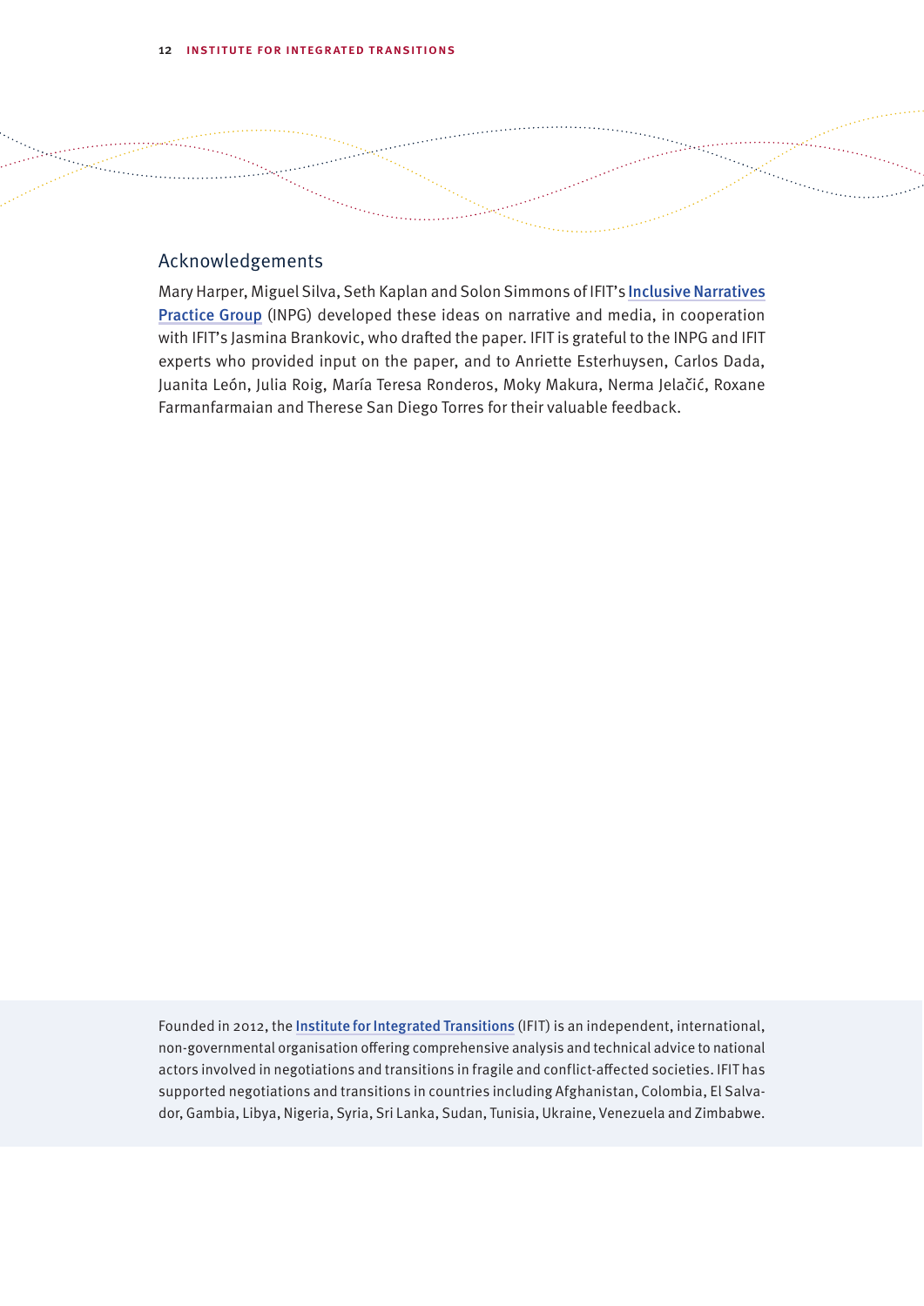## Acknowledgements

Mary Harper, Miguel Silva, Seth Kaplan and Solon Simmons of IFIT's Inclusive Narratives Practice Group (INPG) developed these ideas on narrative and media, in cooperation with IFIT's Jasmina Brankovic, who drafted the paper. IFIT is grateful to the INPG and IFIT experts who provided input on the paper, and to Anriette Esterhuysen, Carlos Dada, Juanita León, Julia Roig, María Teresa Ronderos, Moky Makura, Nerma Jelačić, Roxane Farmanfarmaian and Therese San Diego Torres for their valuable feedback.

Founded in 2012, the Institute for Integrated Transitions (IFIT) is an independent, international, non-governmental organisation offering comprehensive analysis and technical advice to national actors involved in negotiations and transitions in fragile and conflict-affected societies. IFIT has supported negotiations and transitions in countries including Afghanistan, Colombia, El Salvador, Gambia, Libya, Nigeria, Syria, Sri Lanka, Sudan, Tunisia, Ukraine, Venezuela and Zimbabwe.